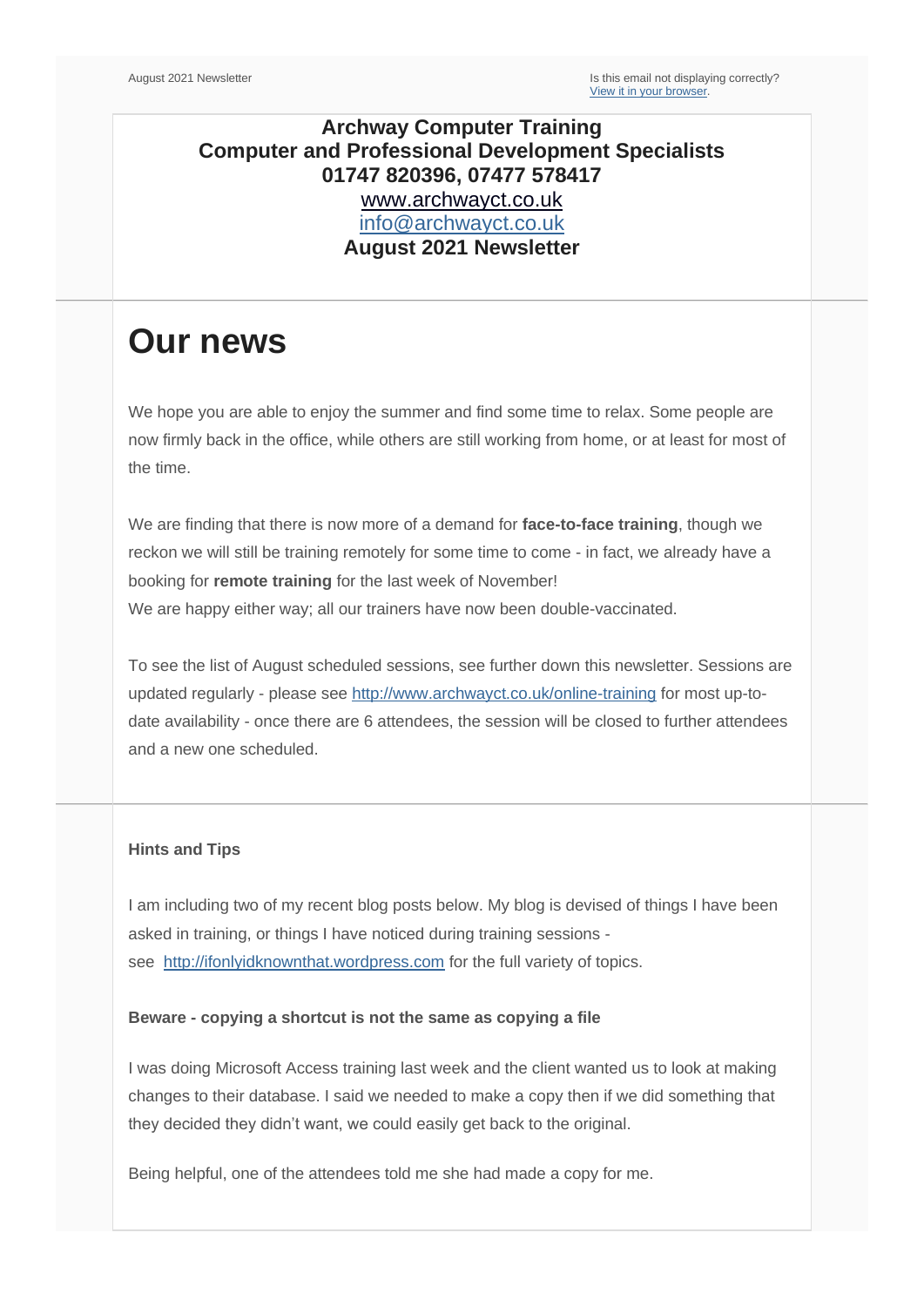August 2021 Newsletter

Is this email not displaying correctly?
View it in your browser.

**Archway Computer Training**
**Computer and Professional Development Specialists**
**01747 820396, 07477 578417**
www.archwayct.co.uk
info@archwayct.co.uk
**August 2021 Newsletter**

# Our news

We hope you are able to enjoy the summer and find some time to relax. Some people are now firmly back in the office, while others are still working from home, or at least for most of the time.

We are finding that there is now more of a demand for **face-to-face training**, though we reckon we will still be training remotely for some time to come - in fact, we already have a booking for **remote training** for the last week of November!
We are happy either way; all our trainers have now been double-vaccinated.

To see the list of August scheduled sessions, see further down this newsletter. Sessions are updated regularly - please see http://www.archwayct.co.uk/online-training for most up-to-date availability - once there are 6 attendees, the session will be closed to further attendees and a new one scheduled.

**Hints and Tips**

I am including two of my recent blog posts below. My blog is devised of things I have been asked in training, or things I have noticed during training sessions - see http://ifonlyidknownthat.wordpress.com for the full variety of topics.

**Beware - copying a shortcut is not the same as copying a file**

I was doing Microsoft Access training last week and the client wanted us to look at making changes to their database. I said we needed to make a copy then if we did something that they decided they didn't want, we could easily get back to the original.

Being helpful, one of the attendees told me she had made a copy for me.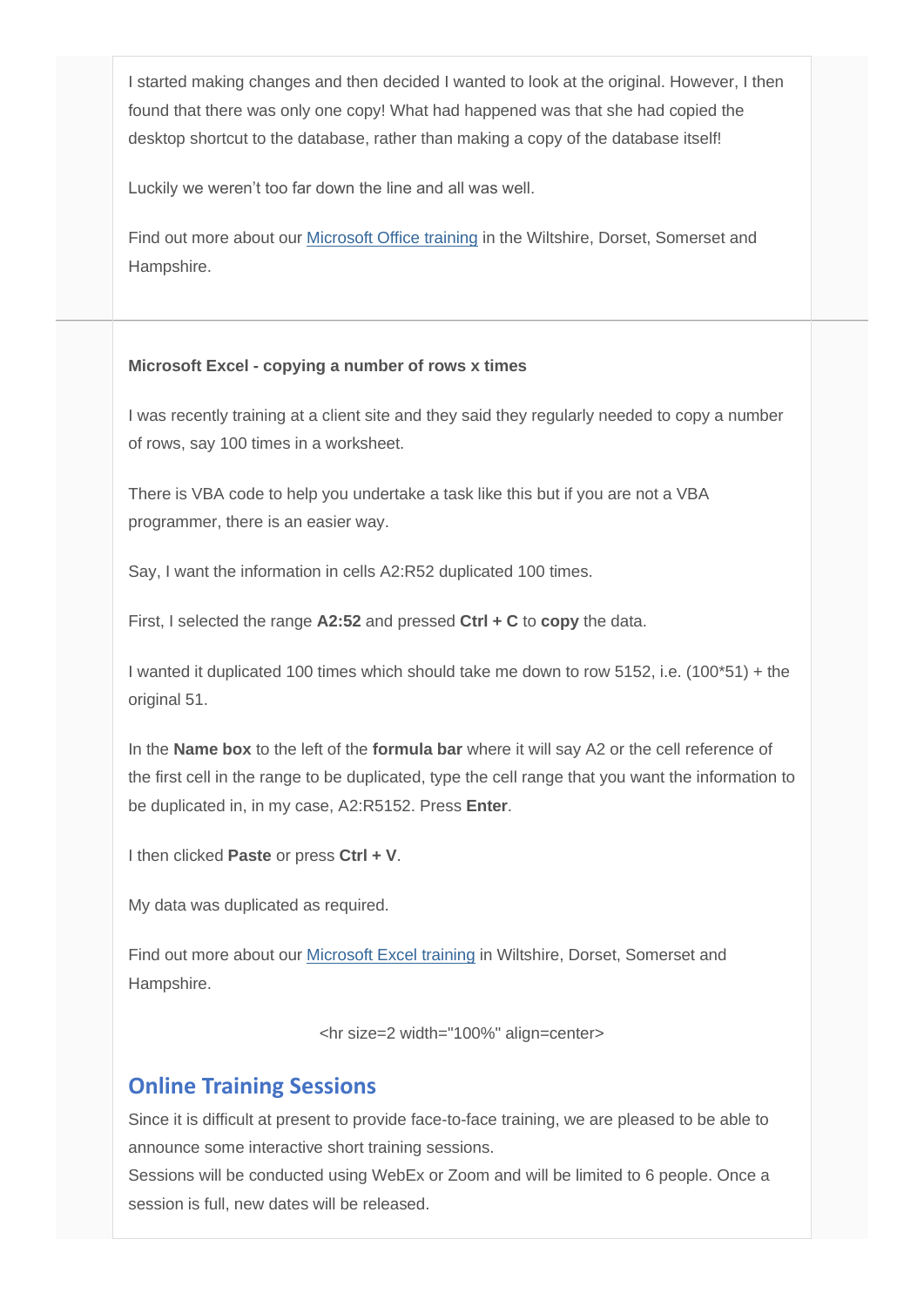I started making changes and then decided I wanted to look at the original. However, I then found that there was only one copy! What had happened was that she had copied the desktop shortcut to the database, rather than making a copy of the database itself!

Luckily we weren't too far down the line and all was well.

Find out more about our Microsoft Office training in the Wiltshire, Dorset, Somerset and Hampshire.

---

**Microsoft Excel - copying a number of rows x times**

I was recently training at a client site and they said they regularly needed to copy a number of rows, say 100 times in a worksheet.

There is VBA code to help you undertake a task like this but if you are not a VBA programmer, there is an easier way.

Say, I want the information in cells A2:R52 duplicated 100 times.

First, I selected the range **A2:52** and pressed **Ctrl + C** to **copy** the data.

I wanted it duplicated 100 times which should take me down to row 5152, i.e. (100*51) + the original 51.

In the **Name box** to the left of the **formula bar** where it will say A2 or the cell reference of the first cell in the range to be duplicated, type the cell range that you want the information to be duplicated in, in my case, A2:R5152. Press **Enter**.

I then clicked **Paste** or press **Ctrl + V**.

My data was duplicated as required.

Find out more about our Microsoft Excel training in Wiltshire, Dorset, Somerset and Hampshire.

<hr size=2 width="100%" align=center>

## Online Training Sessions

Since it is difficult at present to provide face-to-face training, we are pleased to be able to announce some interactive short training sessions.
Sessions will be conducted using WebEx or Zoom and will be limited to 6 people. Once a session is full, new dates will be released.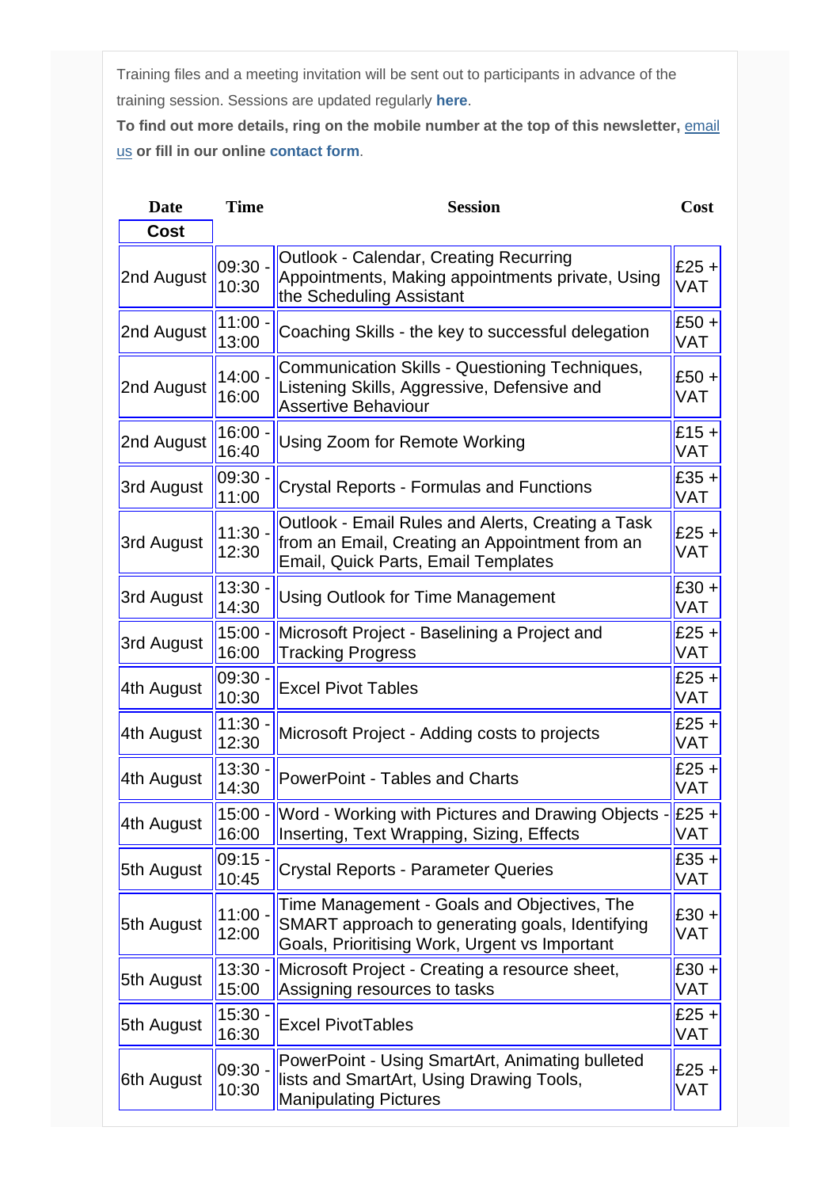Training files and a meeting invitation will be sent out to participants in advance of the training session. Sessions are updated regularly **here**.

**To find out more details, ring on the mobile number at the top of this newsletter, email us or fill in our online contact form.**

| Date | Time | Session | Cost |
|---|---|---|---|
| Cost | | | |
| 2nd August | 09:30 - 10:30 | Outlook - Calendar, Creating Recurring Appointments, Making appointments private, Using the Scheduling Assistant | £25 + VAT |
| 2nd August | 11:00 - 13:00 | Coaching Skills - the key to successful delegation | £50 + VAT |
| 2nd August | 14:00 - 16:00 | Communication Skills - Questioning Techniques, Listening Skills, Aggressive, Defensive and Assertive Behaviour | £50 + VAT |
| 2nd August | 16:00 - 16:40 | Using Zoom for Remote Working | £15 + VAT |
| 3rd August | 09:30 - 11:00 | Crystal Reports - Formulas and Functions | £35 + VAT |
| 3rd August | 11:30 - 12:30 | Outlook - Email Rules and Alerts, Creating a Task from an Email, Creating an Appointment from an Email, Quick Parts, Email Templates | £25 + VAT |
| 3rd August | 13:30 - 14:30 | Using Outlook for Time Management | £30 + VAT |
| 3rd August | 15:00 - 16:00 | Microsoft Project - Baselining a Project and Tracking Progress | £25 + VAT |
| 4th August | 09:30 - 10:30 | Excel Pivot Tables | £25 + VAT |
| 4th August | 11:30 - 12:30 | Microsoft Project - Adding costs to projects | £25 + VAT |
| 4th August | 13:30 - 14:30 | PowerPoint - Tables and Charts | £25 + VAT |
| 4th August | 15:00 - 16:00 | Word - Working with Pictures and Drawing Objects - Inserting, Text Wrapping, Sizing, Effects | £25 + VAT |
| 5th August | 09:15 - 10:45 | Crystal Reports - Parameter Queries | £35 + VAT |
| 5th August | 11:00 - 12:00 | Time Management - Goals and Objectives, The SMART approach to generating goals, Identifying Goals, Prioritising Work, Urgent vs Important | £30 + VAT |
| 5th August | 13:30 - 15:00 | Microsoft Project - Creating a resource sheet, Assigning resources to tasks | £30 + VAT |
| 5th August | 15:30 - 16:30 | Excel PivotTables | £25 + VAT |
| 6th August | 09:30 - 10:30 | PowerPoint - Using SmartArt, Animating bulleted lists and SmartArt, Using Drawing Tools, Manipulating Pictures | £25 + VAT |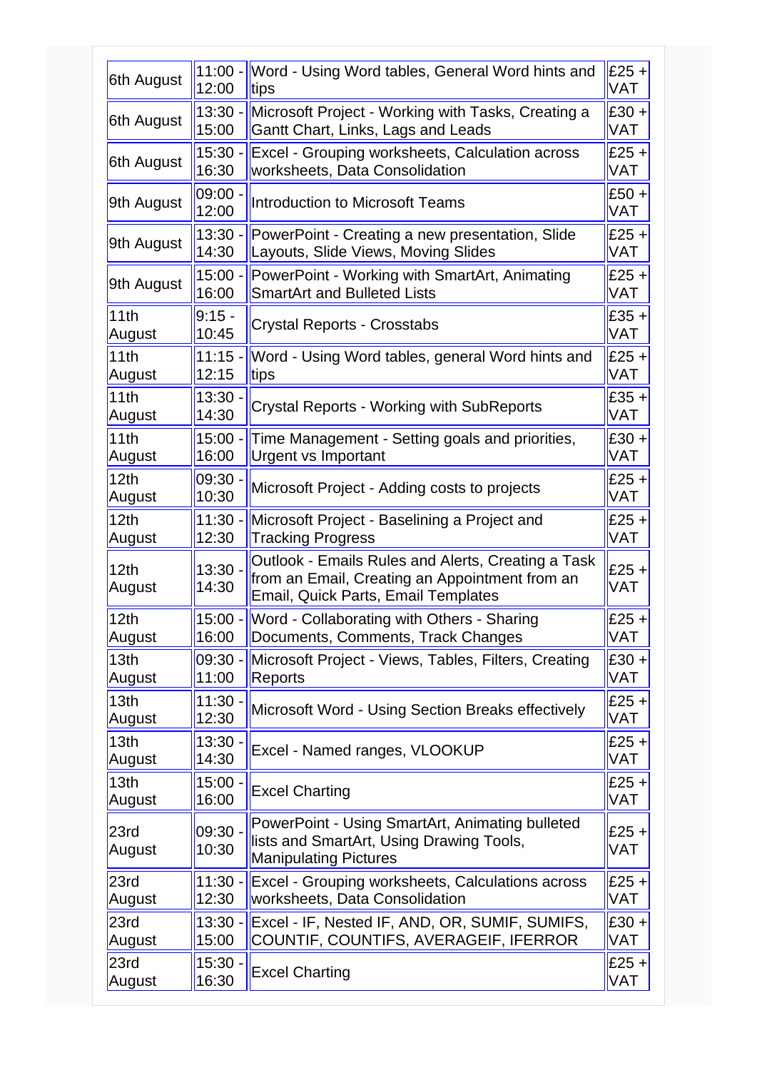| 6th August | 11:00 - 12:00 | Word - Using Word tables, General Word hints and tips | £25 + VAT |
|---|---|---|---|
| 6th August | 13:30 - 15:00 | Microsoft Project - Working with Tasks, Creating a Gantt Chart, Links, Lags and Leads | £30 + VAT |
| 6th August | 15:30 - 16:30 | Excel - Grouping worksheets, Calculation across worksheets, Data Consolidation | £25 + VAT |
| 9th August | 09:00 - 12:00 | Introduction to Microsoft Teams | £50 + VAT |
| 9th August | 13:30 - 14:30 | PowerPoint - Creating a new presentation, Slide Layouts, Slide Views, Moving Slides | £25 + VAT |
| 9th August | 15:00 - 16:00 | PowerPoint - Working with SmartArt, Animating SmartArt and Bulleted Lists | £25 + VAT |
| 11th August | 9:15 - 10:45 | Crystal Reports - Crosstabs | £35 + VAT |
| 11th August | 11:15 - 12:15 | Word - Using Word tables, general Word hints and tips | £25 + VAT |
| 11th August | 13:30 - 14:30 | Crystal Reports - Working with SubReports | £35 + VAT |
| 11th August | 15:00 - 16:00 | Time Management - Setting goals and priorities, Urgent vs Important | £30 + VAT |
| 12th August | 09:30 - 10:30 | Microsoft Project - Adding costs to projects | £25 + VAT |
| 12th August | 11:30 - 12:30 | Microsoft Project - Baselining a Project and Tracking Progress | £25 + VAT |
| 12th August | 13:30 - 14:30 | Outlook - Emails Rules and Alerts, Creating a Task from an Email, Creating an Appointment from an Email, Quick Parts, Email Templates | £25 + VAT |
| 12th August | 15:00 - 16:00 | Word - Collaborating with Others - Sharing Documents, Comments, Track Changes | £25 + VAT |
| 13th August | 09:30 - 11:00 | Microsoft Project - Views, Tables, Filters, Creating Reports | £30 + VAT |
| 13th August | 11:30 - 12:30 | Microsoft Word - Using Section Breaks effectively | £25 + VAT |
| 13th August | 13:30 - 14:30 | Excel - Named ranges, VLOOKUP | £25 + VAT |
| 13th August | 15:00 - 16:00 | Excel Charting | £25 + VAT |
| 23rd August | 09:30 - 10:30 | PowerPoint - Using SmartArt, Animating bulleted lists and SmartArt, Using Drawing Tools, Manipulating Pictures | £25 + VAT |
| 23rd August | 11:30 - 12:30 | Excel - Grouping worksheets, Calculations across worksheets, Data Consolidation | £25 + VAT |
| 23rd August | 13:30 - 15:00 | Excel - IF, Nested IF, AND, OR, SUMIF, SUMIFS, COUNTIF, COUNTIFS, AVERAGEIF, IFERROR | £30 + VAT |
| 23rd August | 15:30 - 16:30 | Excel Charting | £25 + VAT |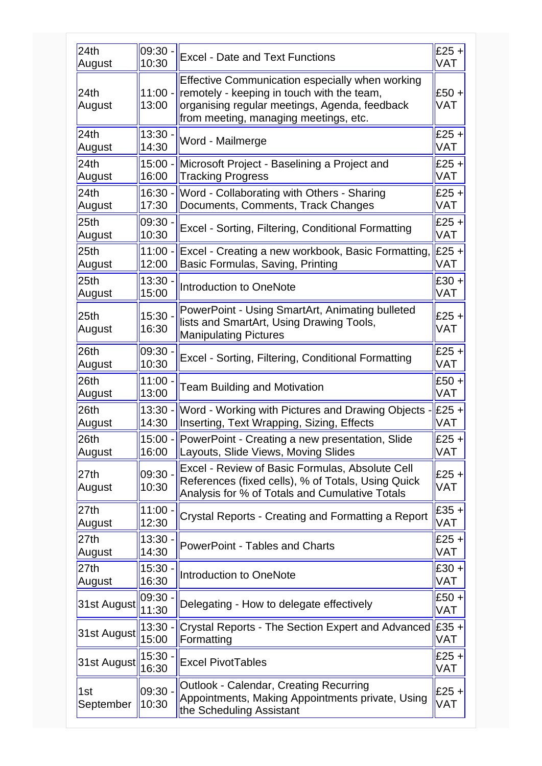| | | | |
|---|---|---|---|
| 24th August | 09:30 - 10:30 | Excel - Date and Text Functions | £25 + VAT |
| 24th August | 11:00 - 13:00 | Effective Communication especially when working remotely - keeping in touch with the team, organising regular meetings, Agenda, feedback from meeting, managing meetings, etc. | £50 + VAT |
| 24th August | 13:30 - 14:30 | Word - Mailmerge | £25 + VAT |
| 24th August | 15:00 - 16:00 | Microsoft Project - Baselining a Project and Tracking Progress | £25 + VAT |
| 24th August | 16:30 - 17:30 | Word - Collaborating with Others - Sharing Documents, Comments, Track Changes | £25 + VAT |
| 25th August | 09:30 - 10:30 | Excel - Sorting, Filtering, Conditional Formatting | £25 + VAT |
| 25th August | 11:00 - 12:00 | Excel - Creating a new workbook, Basic Formatting, Basic Formulas, Saving, Printing | £25 + VAT |
| 25th August | 13:30 - 15:00 | Introduction to OneNote | £30 + VAT |
| 25th August | 15:30 - 16:30 | PowerPoint - Using SmartArt, Animating bulleted lists and SmartArt, Using Drawing Tools, Manipulating Pictures | £25 + VAT |
| 26th August | 09:30 - 10:30 | Excel - Sorting, Filtering, Conditional Formatting | £25 + VAT |
| 26th August | 11:00 - 13:00 | Team Building and Motivation | £50 + VAT |
| 26th August | 13:30 - 14:30 | Word - Working with Pictures and Drawing Objects - Inserting, Text Wrapping, Sizing, Effects | £25 + VAT |
| 26th August | 15:00 - 16:00 | PowerPoint - Creating a new presentation, Slide Layouts, Slide Views, Moving Slides | £25 + VAT |
| 27th August | 09:30 - 10:30 | Excel - Review of Basic Formulas, Absolute Cell References (fixed cells), % of Totals, Using Quick Analysis for % of Totals and Cumulative Totals | £25 + VAT |
| 27th August | 11:00 - 12:30 | Crystal Reports - Creating and Formatting a Report | £35 + VAT |
| 27th August | 13:30 - 14:30 | PowerPoint - Tables and Charts | £25 + VAT |
| 27th August | 15:30 - 16:30 | Introduction to OneNote | £30 + VAT |
| 31st August | 09:30 - 11:30 | Delegating - How to delegate effectively | £50 + VAT |
| 31st August | 13:30 - 15:00 | Crystal Reports - The Section Expert and Advanced Formatting | £35 + VAT |
| 31st August | 15:30 - 16:30 | Excel PivotTables | £25 + VAT |
| 1st September | 09:30 - 10:30 | Outlook - Calendar, Creating Recurring Appointments, Making Appointments private, Using the Scheduling Assistant | £25 + VAT |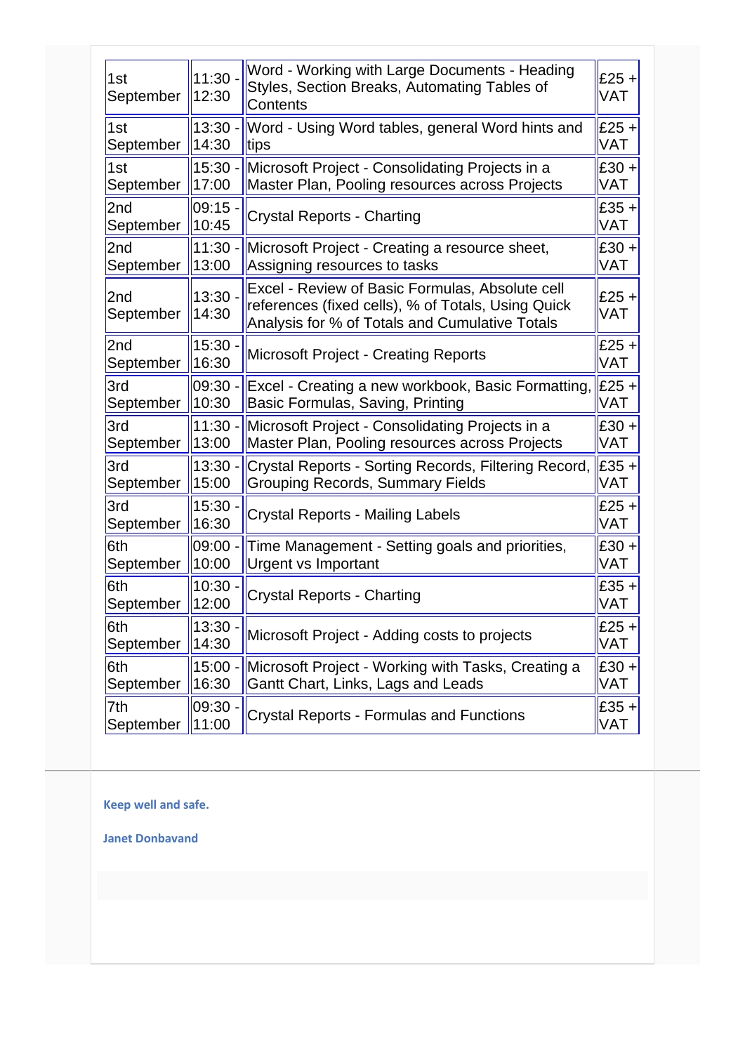| | | | |
|---|---|---|---|
| 1st September | 11:30 - 12:30 | Word - Working with Large Documents - Heading Styles, Section Breaks, Automating Tables of Contents | £25 + VAT |
| 1st September | 13:30 - 14:30 | Word - Using Word tables, general Word hints and tips | £25 + VAT |
| 1st September | 15:30 - 17:00 | Microsoft Project - Consolidating Projects in a Master Plan, Pooling resources across Projects | £30 + VAT |
| 2nd September | 09:15 - 10:45 | Crystal Reports - Charting | £35 + VAT |
| 2nd September | 11:30 - 13:00 | Microsoft Project - Creating a resource sheet, Assigning resources to tasks | £30 + VAT |
| 2nd September | 13:30 - 14:30 | Excel - Review of Basic Formulas, Absolute cell references (fixed cells), % of Totals, Using Quick Analysis for % of Totals and Cumulative Totals | £25 + VAT |
| 2nd September | 15:30 - 16:30 | Microsoft Project - Creating Reports | £25 + VAT |
| 3rd September | 09:30 - 10:30 | Excel - Creating a new workbook, Basic Formatting, Basic Formulas, Saving, Printing | £25 + VAT |
| 3rd September | 11:30 - 13:00 | Microsoft Project - Consolidating Projects in a Master Plan, Pooling resources across Projects | £30 + VAT |
| 3rd September | 13:30 - 15:00 | Crystal Reports - Sorting Records, Filtering Record, Grouping Records, Summary Fields | £35 + VAT |
| 3rd September | 15:30 - 16:30 | Crystal Reports - Mailing Labels | £25 + VAT |
| 6th September | 09:00 - 10:00 | Time Management - Setting goals and priorities, Urgent vs Important | £30 + VAT |
| 6th September | 10:30 - 12:00 | Crystal Reports - Charting | £35 + VAT |
| 6th September | 13:30 - 14:30 | Microsoft Project - Adding costs to projects | £25 + VAT |
| 6th September | 15:00 - 16:30 | Microsoft Project - Working with Tasks, Creating a Gantt Chart, Links, Lags and Leads | £30 + VAT |
| 7th September | 09:30 - 11:00 | Crystal Reports - Formulas and Functions | £35 + VAT |

**Keep well and safe.**

**Janet Donbavand**